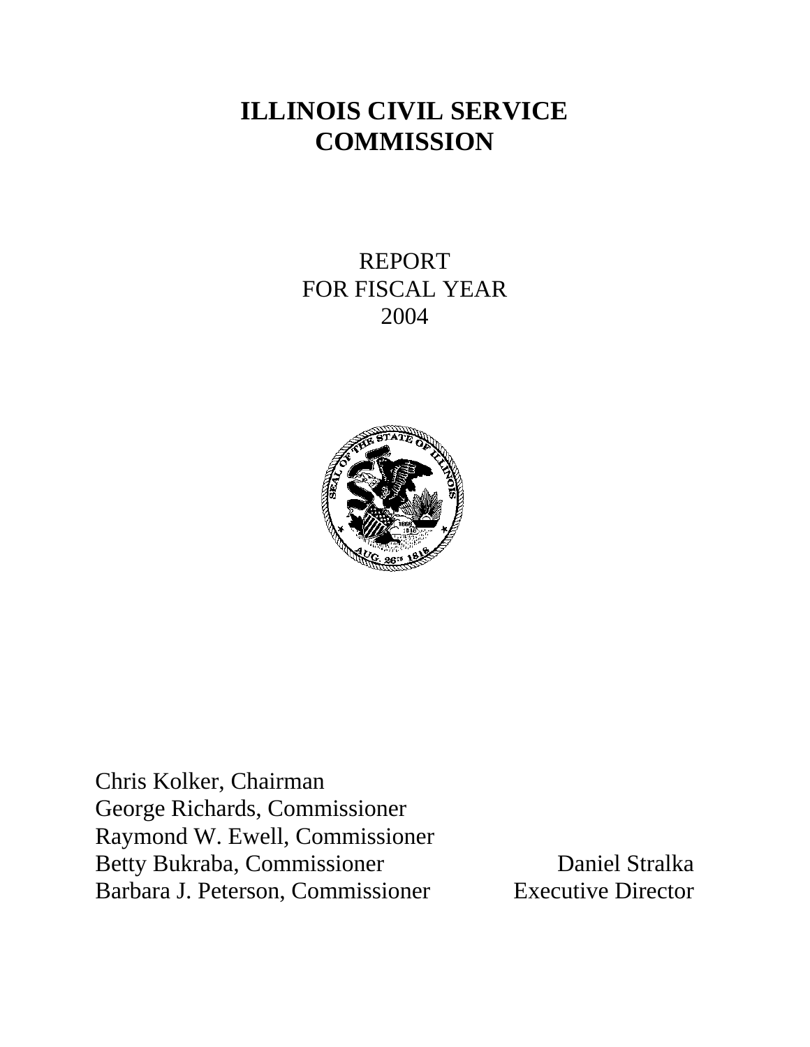# ILLINOIS CIVIL SERVICE COMMISSION

REPORT
FOR FISCAL YEAR
2004

Chris Kolker, Chairman
George Richards, Commissioner
Raymond W. Ewell, Commissioner
Betty Bukraba, Commissioner
Barbara J. Peterson, Commissioner

Daniel Stralka
Executive Director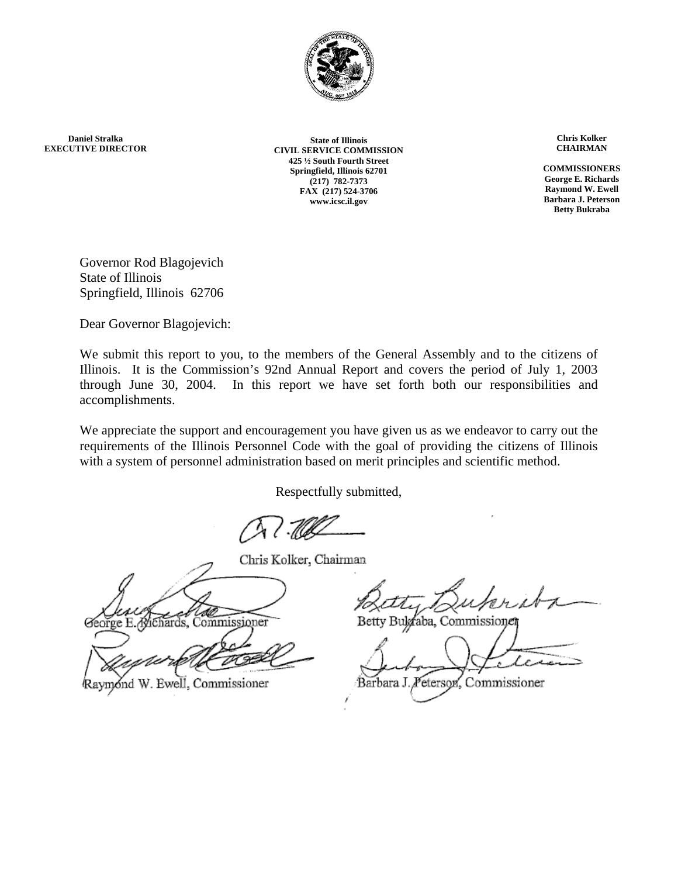**Daniel Stralka**
**EXECUTIVE DIRECTOR**

**State of Illinois**
**CIVIL SERVICE COMMISSION**
**425 ½ South Fourth Street**
**Springfield, Illinois 62701**
**(217) 782-7373**
**FAX (217) 524-3706**
**www.icsc.il.gov**

**Chris Kolker**
**CHAIRMAN**

**COMMISSIONERS**
**George E. Richards**
**Raymond W. Ewell**
**Barbara J. Peterson**
**Betty Bukraba**

Governor Rod Blagojevich
State of Illinois
Springfield, Illinois 62706

Dear Governor Blagojevich:

We submit this report to you, to the members of the General Assembly and to the citizens of Illinois. It is the Commission's 92nd Annual Report and covers the period of July 1, 2003 through June 30, 2004. In this report we have set forth both our responsibilities and accomplishments.

We appreciate the support and encouragement you have given us as we endeavor to carry out the requirements of the Illinois Personnel Code with the goal of providing the citizens of Illinois with a system of personnel administration based on merit principles and scientific method.

Respectfully submitted,

Chris Kolker, Chairman

George E. Richards, Commissioner

Betty Bukraba, Commissioner

Raymond W. Ewell, Commissioner

Barbara J. Peterson, Commissioner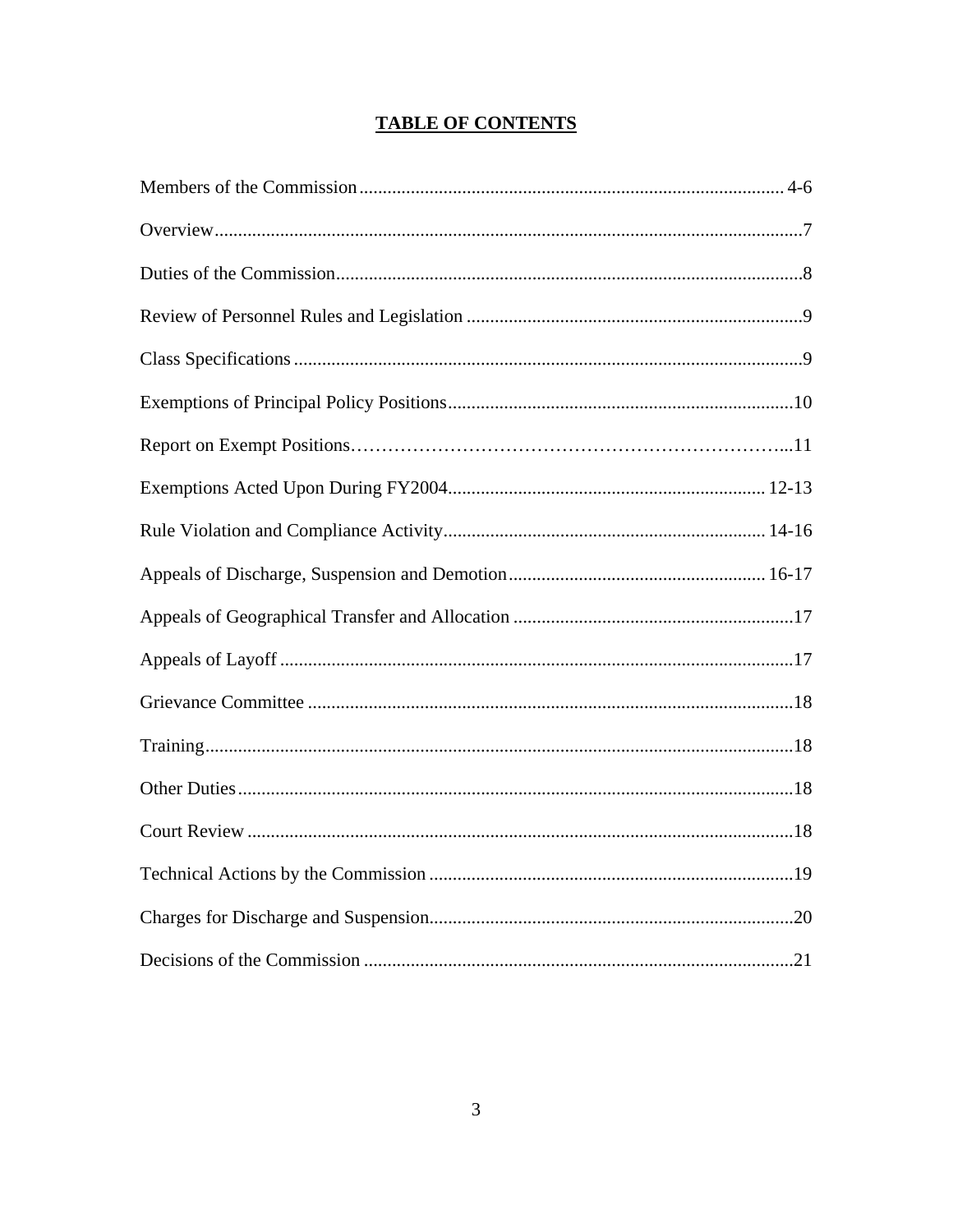# TABLE OF CONTENTS

| Section | Page |
|---|---|
| Members of the Commission | 4-6 |
| Overview | 7 |
| Duties of the Commission | 8 |
| Review of Personnel Rules and Legislation | 9 |
| Class Specifications | 9 |
| Exemptions of Principal Policy Positions | 10 |
| Report on Exempt Positions | 11 |
| Exemptions Acted Upon During FY2004 | 12-13 |
| Rule Violation and Compliance Activity | 14-16 |
| Appeals of Discharge, Suspension and Demotion | 16-17 |
| Appeals of Geographical Transfer and Allocation | 17 |
| Appeals of Layoff | 17 |
| Grievance Committee | 18 |
| Training | 18 |
| Other Duties | 18 |
| Court Review | 18 |
| Technical Actions by the Commission | 19 |
| Charges for Discharge and Suspension | 20 |
| Decisions of the Commission | 21 |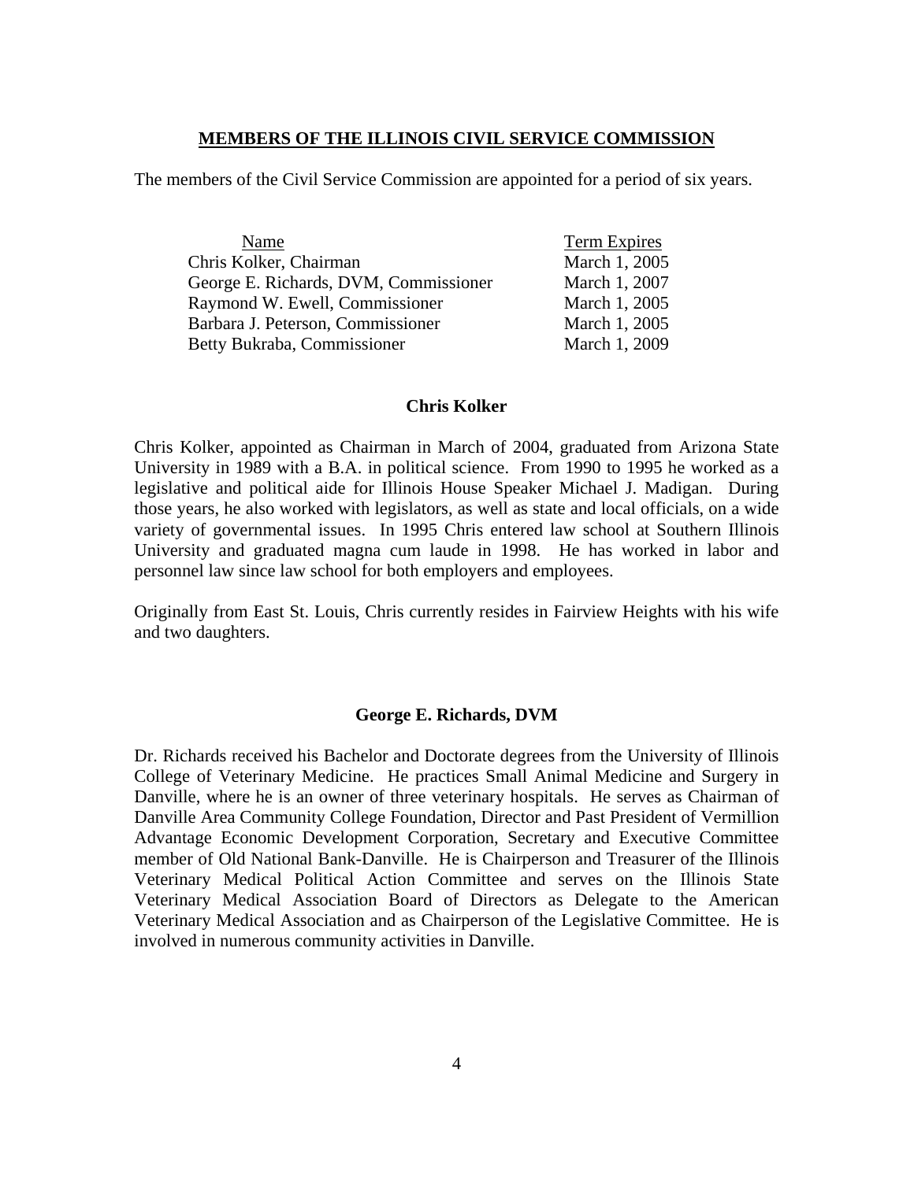## MEMBERS OF THE ILLINOIS CIVIL SERVICE COMMISSION

The members of the Civil Service Commission are appointed for a period of six years.

| Name | Term Expires |
|---|---|
| Chris Kolker, Chairman | March 1, 2005 |
| George E. Richards, DVM, Commissioner | March 1, 2007 |
| Raymond W. Ewell, Commissioner | March 1, 2005 |
| Barbara J. Peterson, Commissioner | March 1, 2005 |
| Betty Bukraba, Commissioner | March 1, 2009 |

### Chris Kolker

Chris Kolker, appointed as Chairman in March of 2004, graduated from Arizona State University in 1989 with a B.A. in political science. From 1990 to 1995 he worked as a legislative and political aide for Illinois House Speaker Michael J. Madigan. During those years, he also worked with legislators, as well as state and local officials, on a wide variety of governmental issues. In 1995 Chris entered law school at Southern Illinois University and graduated magna cum laude in 1998. He has worked in labor and personnel law since law school for both employers and employees.

Originally from East St. Louis, Chris currently resides in Fairview Heights with his wife and two daughters.

### George E. Richards, DVM

Dr. Richards received his Bachelor and Doctorate degrees from the University of Illinois College of Veterinary Medicine. He practices Small Animal Medicine and Surgery in Danville, where he is an owner of three veterinary hospitals. He serves as Chairman of Danville Area Community College Foundation, Director and Past President of Vermillion Advantage Economic Development Corporation, Secretary and Executive Committee member of Old National Bank-Danville. He is Chairperson and Treasurer of the Illinois Veterinary Medical Political Action Committee and serves on the Illinois State Veterinary Medical Association Board of Directors as Delegate to the American Veterinary Medical Association and as Chairperson of the Legislative Committee. He is involved in numerous community activities in Danville.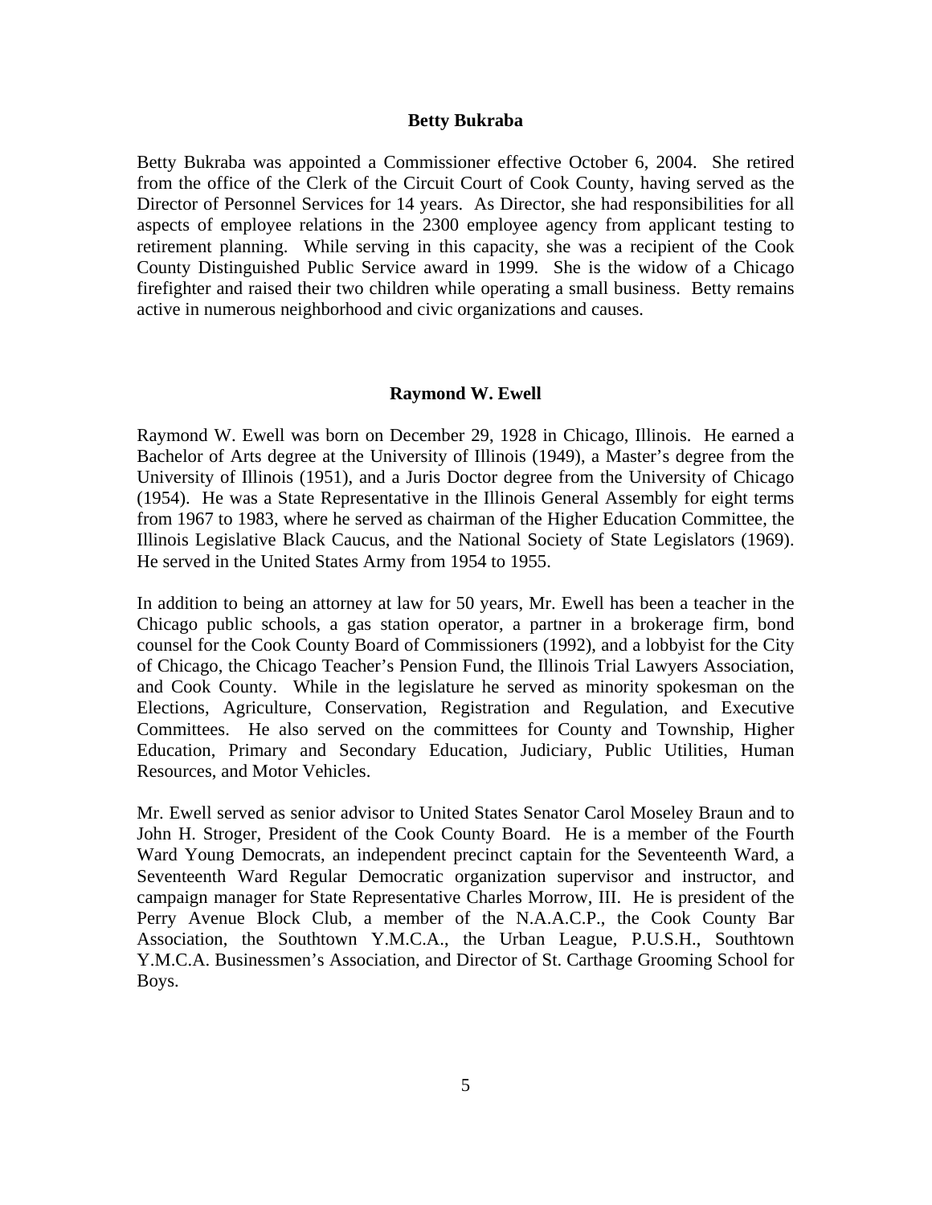### Betty Bukraba

Betty Bukraba was appointed a Commissioner effective October 6, 2004. She retired from the office of the Clerk of the Circuit Court of Cook County, having served as the Director of Personnel Services for 14 years. As Director, she had responsibilities for all aspects of employee relations in the 2300 employee agency from applicant testing to retirement planning. While serving in this capacity, she was a recipient of the Cook County Distinguished Public Service award in 1999. She is the widow of a Chicago firefighter and raised their two children while operating a small business. Betty remains active in numerous neighborhood and civic organizations and causes.

### Raymond W. Ewell

Raymond W. Ewell was born on December 29, 1928 in Chicago, Illinois. He earned a Bachelor of Arts degree at the University of Illinois (1949), a Master's degree from the University of Illinois (1951), and a Juris Doctor degree from the University of Chicago (1954). He was a State Representative in the Illinois General Assembly for eight terms from 1967 to 1983, where he served as chairman of the Higher Education Committee, the Illinois Legislative Black Caucus, and the National Society of State Legislators (1969). He served in the United States Army from 1954 to 1955.

In addition to being an attorney at law for 50 years, Mr. Ewell has been a teacher in the Chicago public schools, a gas station operator, a partner in a brokerage firm, bond counsel for the Cook County Board of Commissioners (1992), and a lobbyist for the City of Chicago, the Chicago Teacher's Pension Fund, the Illinois Trial Lawyers Association, and Cook County. While in the legislature he served as minority spokesman on the Elections, Agriculture, Conservation, Registration and Regulation, and Executive Committees. He also served on the committees for County and Township, Higher Education, Primary and Secondary Education, Judiciary, Public Utilities, Human Resources, and Motor Vehicles.

Mr. Ewell served as senior advisor to United States Senator Carol Moseley Braun and to John H. Stroger, President of the Cook County Board. He is a member of the Fourth Ward Young Democrats, an independent precinct captain for the Seventeenth Ward, a Seventeenth Ward Regular Democratic organization supervisor and instructor, and campaign manager for State Representative Charles Morrow, III. He is president of the Perry Avenue Block Club, a member of the N.A.A.C.P., the Cook County Bar Association, the Southtown Y.M.C.A., the Urban League, P.U.S.H., Southtown Y.M.C.A. Businessmen's Association, and Director of St. Carthage Grooming School for Boys.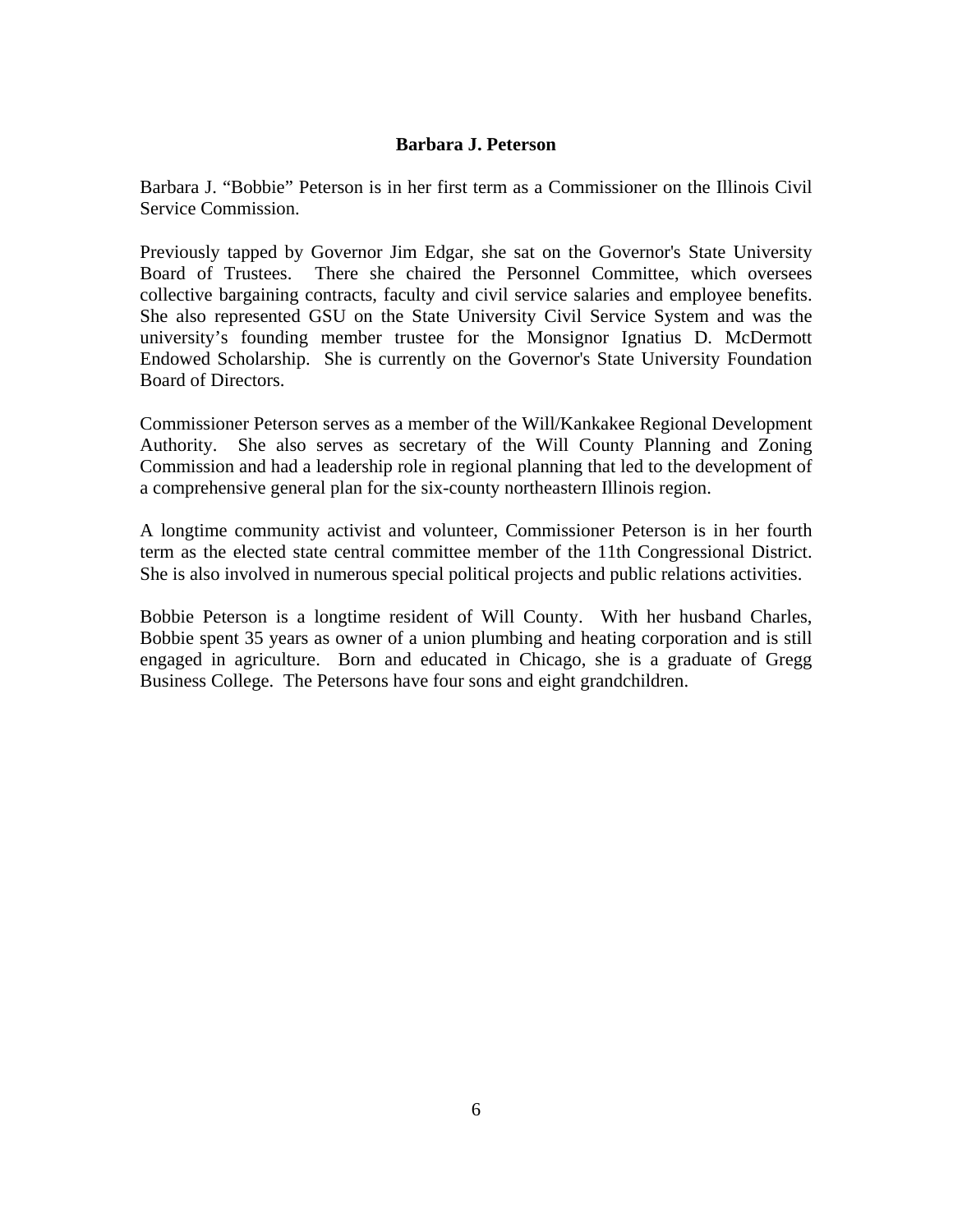## Barbara J. Peterson

Barbara J. "Bobbie" Peterson is in her first term as a Commissioner on the Illinois Civil Service Commission.

Previously tapped by Governor Jim Edgar, she sat on the Governor's State University Board of Trustees. There she chaired the Personnel Committee, which oversees collective bargaining contracts, faculty and civil service salaries and employee benefits. She also represented GSU on the State University Civil Service System and was the university's founding member trustee for the Monsignor Ignatius D. McDermott Endowed Scholarship. She is currently on the Governor's State University Foundation Board of Directors.

Commissioner Peterson serves as a member of the Will/Kankakee Regional Development Authority. She also serves as secretary of the Will County Planning and Zoning Commission and had a leadership role in regional planning that led to the development of a comprehensive general plan for the six-county northeastern Illinois region.

A longtime community activist and volunteer, Commissioner Peterson is in her fourth term as the elected state central committee member of the 11th Congressional District. She is also involved in numerous special political projects and public relations activities.

Bobbie Peterson is a longtime resident of Will County. With her husband Charles, Bobbie spent 35 years as owner of a union plumbing and heating corporation and is still engaged in agriculture. Born and educated in Chicago, she is a graduate of Gregg Business College. The Petersons have four sons and eight grandchildren.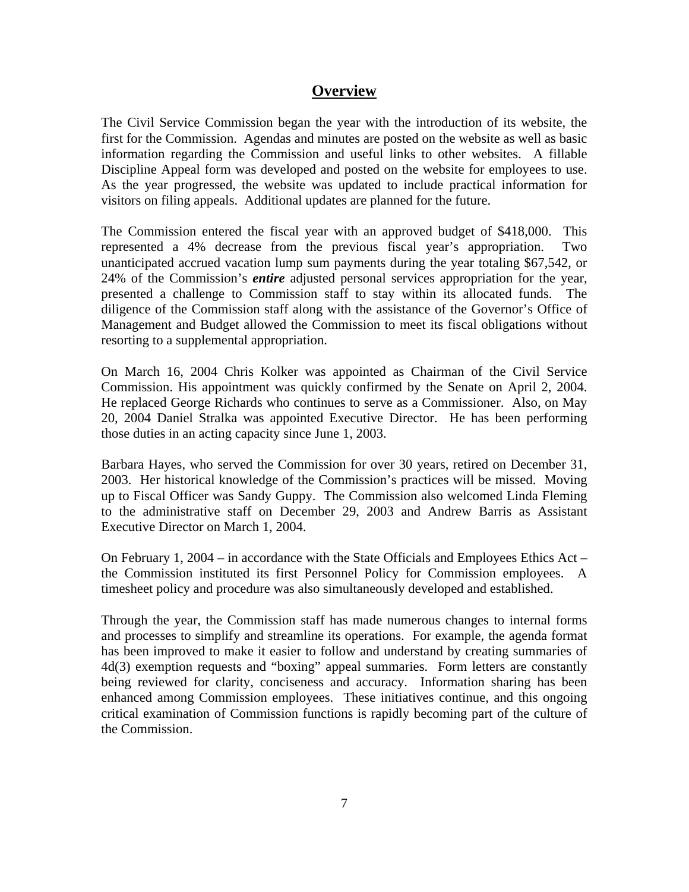## Overview

The Civil Service Commission began the year with the introduction of its website, the first for the Commission. Agendas and minutes are posted on the website as well as basic information regarding the Commission and useful links to other websites. A fillable Discipline Appeal form was developed and posted on the website for employees to use. As the year progressed, the website was updated to include practical information for visitors on filing appeals. Additional updates are planned for the future.

The Commission entered the fiscal year with an approved budget of $418,000. This represented a 4% decrease from the previous fiscal year's appropriation. Two unanticipated accrued vacation lump sum payments during the year totaling $67,542, or 24% of the Commission's ***entire*** adjusted personal services appropriation for the year, presented a challenge to Commission staff to stay within its allocated funds. The diligence of the Commission staff along with the assistance of the Governor's Office of Management and Budget allowed the Commission to meet its fiscal obligations without resorting to a supplemental appropriation.

On March 16, 2004 Chris Kolker was appointed as Chairman of the Civil Service Commission. His appointment was quickly confirmed by the Senate on April 2, 2004. He replaced George Richards who continues to serve as a Commissioner. Also, on May 20, 2004 Daniel Stralka was appointed Executive Director. He has been performing those duties in an acting capacity since June 1, 2003.

Barbara Hayes, who served the Commission for over 30 years, retired on December 31, 2003. Her historical knowledge of the Commission's practices will be missed. Moving up to Fiscal Officer was Sandy Guppy. The Commission also welcomed Linda Fleming to the administrative staff on December 29, 2003 and Andrew Barris as Assistant Executive Director on March 1, 2004.

On February 1, 2004 – in accordance with the State Officials and Employees Ethics Act – the Commission instituted its first Personnel Policy for Commission employees. A timesheet policy and procedure was also simultaneously developed and established.

Through the year, the Commission staff has made numerous changes to internal forms and processes to simplify and streamline its operations. For example, the agenda format has been improved to make it easier to follow and understand by creating summaries of 4d(3) exemption requests and "boxing" appeal summaries. Form letters are constantly being reviewed for clarity, conciseness and accuracy. Information sharing has been enhanced among Commission employees. These initiatives continue, and this ongoing critical examination of Commission functions is rapidly becoming part of the culture of the Commission.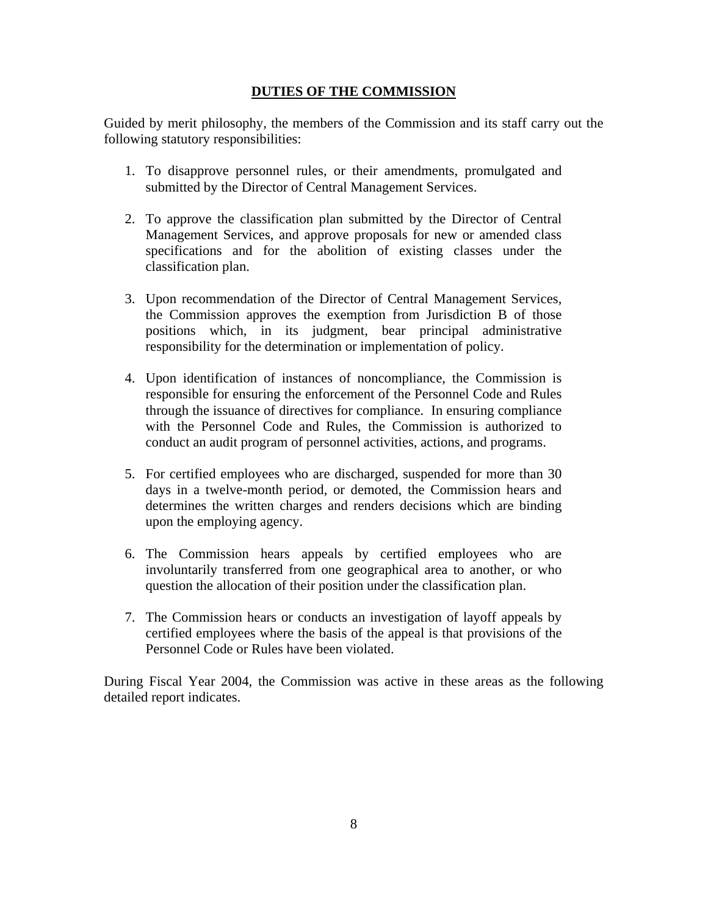## DUTIES OF THE COMMISSION

Guided by merit philosophy, the members of the Commission and its staff carry out the following statutory responsibilities:

1. To disapprove personnel rules, or their amendments, promulgated and submitted by the Director of Central Management Services.

2. To approve the classification plan submitted by the Director of Central Management Services, and approve proposals for new or amended class specifications and for the abolition of existing classes under the classification plan.

3. Upon recommendation of the Director of Central Management Services, the Commission approves the exemption from Jurisdiction B of those positions which, in its judgment, bear principal administrative responsibility for the determination or implementation of policy.

4. Upon identification of instances of noncompliance, the Commission is responsible for ensuring the enforcement of the Personnel Code and Rules through the issuance of directives for compliance. In ensuring compliance with the Personnel Code and Rules, the Commission is authorized to conduct an audit program of personnel activities, actions, and programs.

5. For certified employees who are discharged, suspended for more than 30 days in a twelve-month period, or demoted, the Commission hears and determines the written charges and renders decisions which are binding upon the employing agency.

6. The Commission hears appeals by certified employees who are involuntarily transferred from one geographical area to another, or who question the allocation of their position under the classification plan.

7. The Commission hears or conducts an investigation of layoff appeals by certified employees where the basis of the appeal is that provisions of the Personnel Code or Rules have been violated.

During Fiscal Year 2004, the Commission was active in these areas as the following detailed report indicates.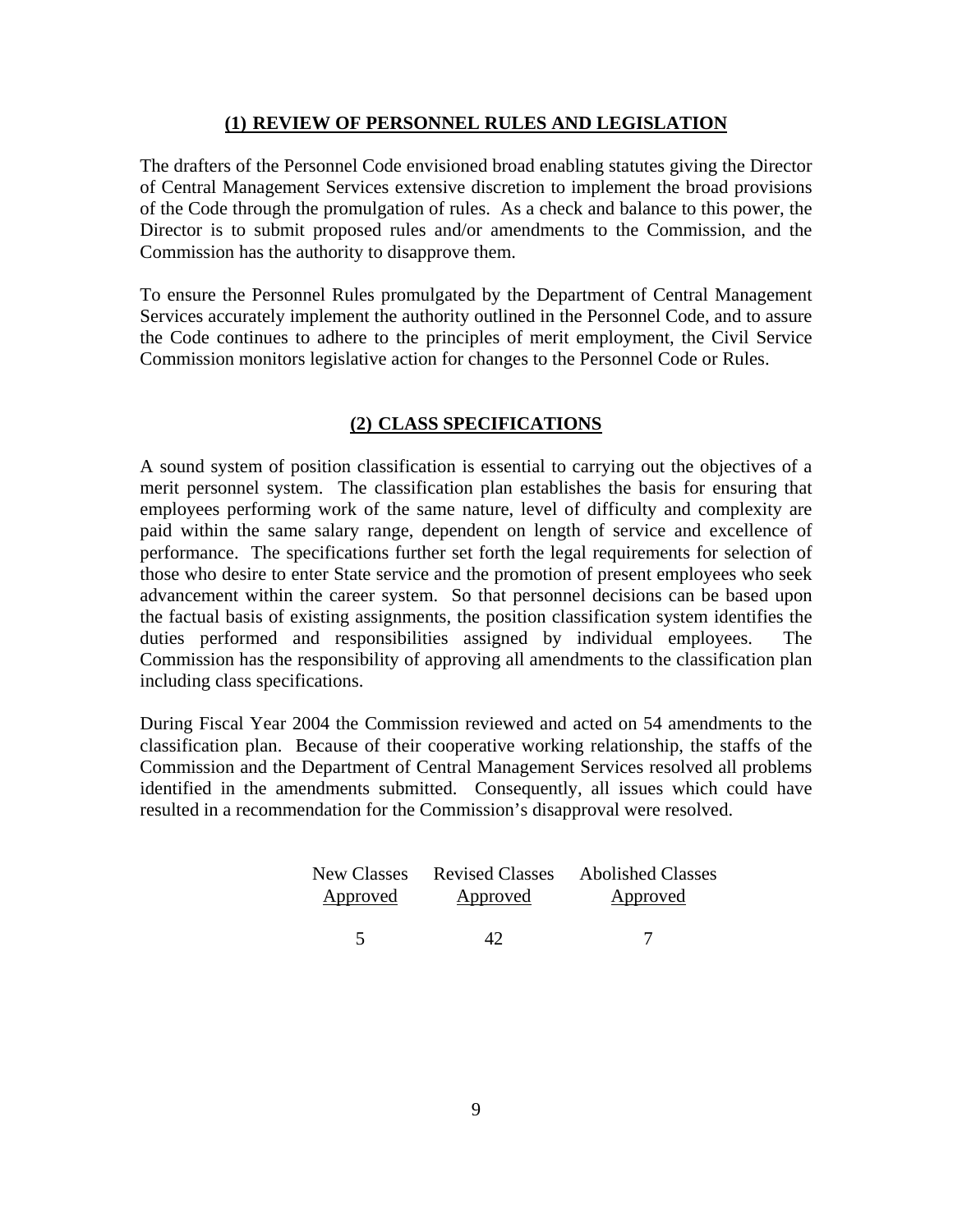## (1) REVIEW OF PERSONNEL RULES AND LEGISLATION

The drafters of the Personnel Code envisioned broad enabling statutes giving the Director of Central Management Services extensive discretion to implement the broad provisions of the Code through the promulgation of rules. As a check and balance to this power, the Director is to submit proposed rules and/or amendments to the Commission, and the Commission has the authority to disapprove them.

To ensure the Personnel Rules promulgated by the Department of Central Management Services accurately implement the authority outlined in the Personnel Code, and to assure the Code continues to adhere to the principles of merit employment, the Civil Service Commission monitors legislative action for changes to the Personnel Code or Rules.

## (2) CLASS SPECIFICATIONS

A sound system of position classification is essential to carrying out the objectives of a merit personnel system. The classification plan establishes the basis for ensuring that employees performing work of the same nature, level of difficulty and complexity are paid within the same salary range, dependent on length of service and excellence of performance. The specifications further set forth the legal requirements for selection of those who desire to enter State service and the promotion of present employees who seek advancement within the career system. So that personnel decisions can be based upon the factual basis of existing assignments, the position classification system identifies the duties performed and responsibilities assigned by individual employees. The Commission has the responsibility of approving all amendments to the classification plan including class specifications.

During Fiscal Year 2004 the Commission reviewed and acted on 54 amendments to the classification plan. Because of their cooperative working relationship, the staffs of the Commission and the Department of Central Management Services resolved all problems identified in the amendments submitted. Consequently, all issues which could have resulted in a recommendation for the Commission's disapproval were resolved.

| New Classes Approved | Revised Classes Approved | Abolished Classes Approved |
|---|---|---|
| 5 | 42 | 7 |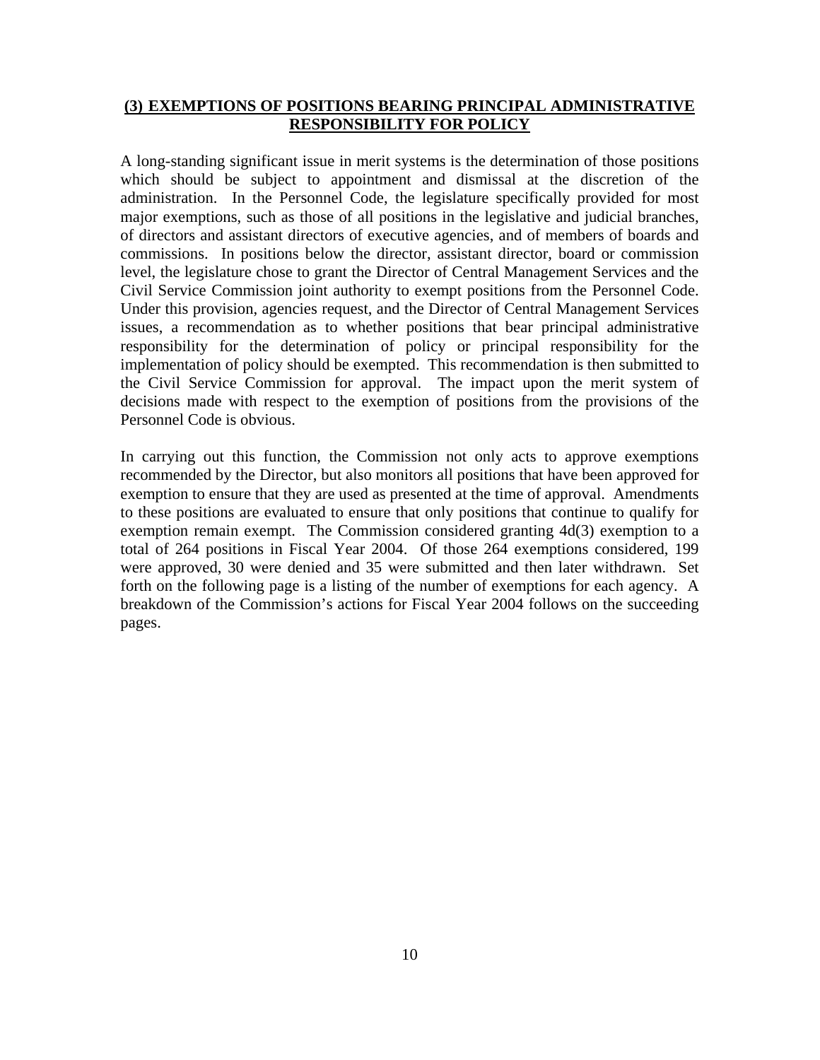## **(3) EXEMPTIONS OF POSITIONS BEARING PRINCIPAL ADMINISTRATIVE RESPONSIBILITY FOR POLICY**

A long-standing significant issue in merit systems is the determination of those positions which should be subject to appointment and dismissal at the discretion of the administration. In the Personnel Code, the legislature specifically provided for most major exemptions, such as those of all positions in the legislative and judicial branches, of directors and assistant directors of executive agencies, and of members of boards and commissions. In positions below the director, assistant director, board or commission level, the legislature chose to grant the Director of Central Management Services and the Civil Service Commission joint authority to exempt positions from the Personnel Code. Under this provision, agencies request, and the Director of Central Management Services issues, a recommendation as to whether positions that bear principal administrative responsibility for the determination of policy or principal responsibility for the implementation of policy should be exempted. This recommendation is then submitted to the Civil Service Commission for approval. The impact upon the merit system of decisions made with respect to the exemption of positions from the provisions of the Personnel Code is obvious.

In carrying out this function, the Commission not only acts to approve exemptions recommended by the Director, but also monitors all positions that have been approved for exemption to ensure that they are used as presented at the time of approval. Amendments to these positions are evaluated to ensure that only positions that continue to qualify for exemption remain exempt. The Commission considered granting 4d(3) exemption to a total of 264 positions in Fiscal Year 2004. Of those 264 exemptions considered, 199 were approved, 30 were denied and 35 were submitted and then later withdrawn. Set forth on the following page is a listing of the number of exemptions for each agency. A breakdown of the Commission's actions for Fiscal Year 2004 follows on the succeeding pages.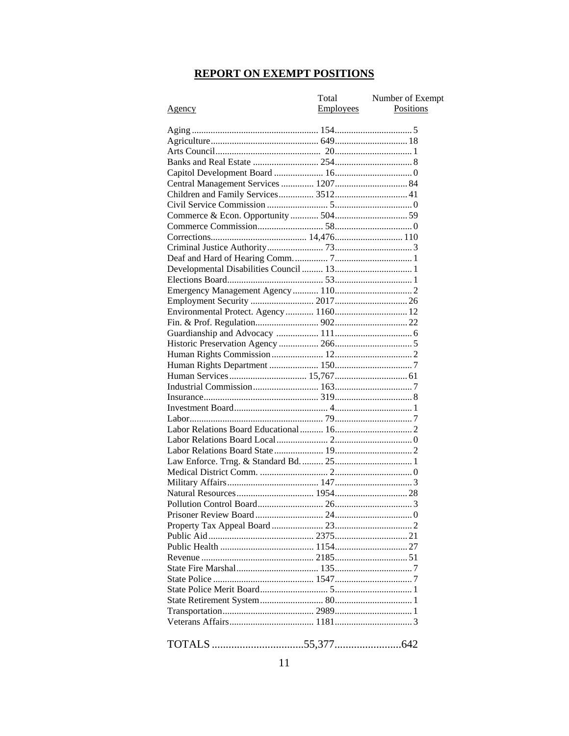## REPORT ON EXEMPT POSITIONS

| Agency | Total Employees | Number of Exempt Positions |
|---|---|---|
| Aging | 154 | 5 |
| Agriculture | 649 | 18 |
| Arts Council | 20 | 1 |
| Banks and Real Estate | 254 | 8 |
| Capitol Development Board | 16 | 0 |
| Central Management Services | 1207 | 84 |
| Children and Family Services | 3512 | 41 |
| Civil Service Commission | 5 | 0 |
| Commerce & Econ. Opportunity | 504 | 59 |
| Commerce Commission | 58 | 0 |
| Corrections | 14,476 | 110 |
| Criminal Justice Authority | 73 | 3 |
| Deaf and Hard of Hearing Comm. | 7 | 1 |
| Developmental Disabilities Council | 13 | 1 |
| Elections Board | 53 | 1 |
| Emergency Management Agency | 110 | 2 |
| Employment Security | 2017 | 26 |
| Environmental Protect. Agency | 1160 | 12 |
| Fin. & Prof. Regulation | 902 | 22 |
| Guardianship and Advocacy | 111 | 6 |
| Historic Preservation Agency | 266 | 5 |
| Human Rights Commission | 12 | 2 |
| Human Rights Department | 150 | 7 |
| Human Services | 15,767 | 61 |
| Industrial Commission | 163 | 7 |
| Insurance | 319 | 8 |
| Investment Board | 4 | 1 |
| Labor | 79 | 7 |
| Labor Relations Board Educational | 16 | 2 |
| Labor Relations Board Local | 2 | 0 |
| Labor Relations Board State | 19 | 2 |
| Law Enforce. Trng. & Standard Bd. | 25 | 1 |
| Medical District Comm. | 2 | 0 |
| Military Affairs | 147 | 3 |
| Natural Resources | 1954 | 28 |
| Pollution Control Board | 26 | 3 |
| Prisoner Review Board | 24 | 0 |
| Property Tax Appeal Board | 23 | 2 |
| Public Aid | 2375 | 21 |
| Public Health | 1154 | 27 |
| Revenue | 2185 | 51 |
| State Fire Marshal | 135 | 7 |
| State Police | 1547 | 7 |
| State Police Merit Board | 5 | 1 |
| State Retirement System | 80 | 1 |
| Transportation | 2989 | 1 |
| Veterans Affairs | 1181 | 3 |
| TOTALS | 55,377 | 642 |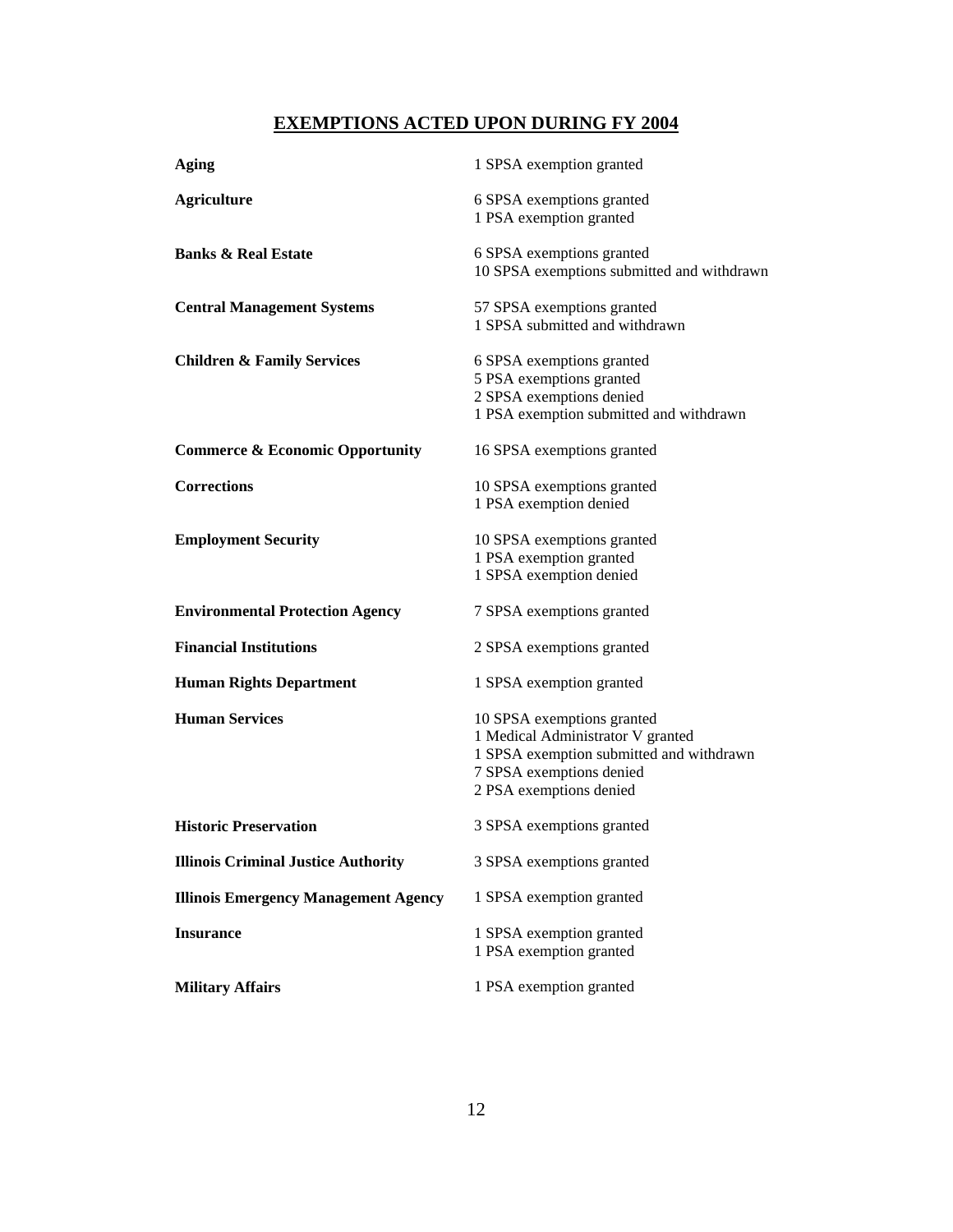## EXEMPTIONS ACTED UPON DURING FY 2004

| | |
|---|---|
| **Aging** | 1 SPSA exemption granted |
| **Agriculture** | 6 SPSA exemptions granted<br>1 PSA exemption granted |
| **Banks & Real Estate** | 6 SPSA exemptions granted<br>10 SPSA exemptions submitted and withdrawn |
| **Central Management Systems** | 57 SPSA exemptions granted<br>1 SPSA submitted and withdrawn |
| **Children & Family Services** | 6 SPSA exemptions granted<br>5 PSA exemptions granted<br>2 SPSA exemptions denied<br>1 PSA exemption submitted and withdrawn |
| **Commerce & Economic Opportunity** | 16 SPSA exemptions granted |
| **Corrections** | 10 SPSA exemptions granted<br>1 PSA exemption denied |
| **Employment Security** | 10 SPSA exemptions granted<br>1 PSA exemption granted<br>1 SPSA exemption denied |
| **Environmental Protection Agency** | 7 SPSA exemptions granted |
| **Financial Institutions** | 2 SPSA exemptions granted |
| **Human Rights Department** | 1 SPSA exemption granted |
| **Human Services** | 10 SPSA exemptions granted<br>1 Medical Administrator V granted<br>1 SPSA exemption submitted and withdrawn<br>7 SPSA exemptions denied<br>2 PSA exemptions denied |
| **Historic Preservation** | 3 SPSA exemptions granted |
| **Illinois Criminal Justice Authority** | 3 SPSA exemptions granted |
| **Illinois Emergency Management Agency** | 1 SPSA exemption granted |
| **Insurance** | 1 SPSA exemption granted<br>1 PSA exemption granted |
| **Military Affairs** | 1 PSA exemption granted |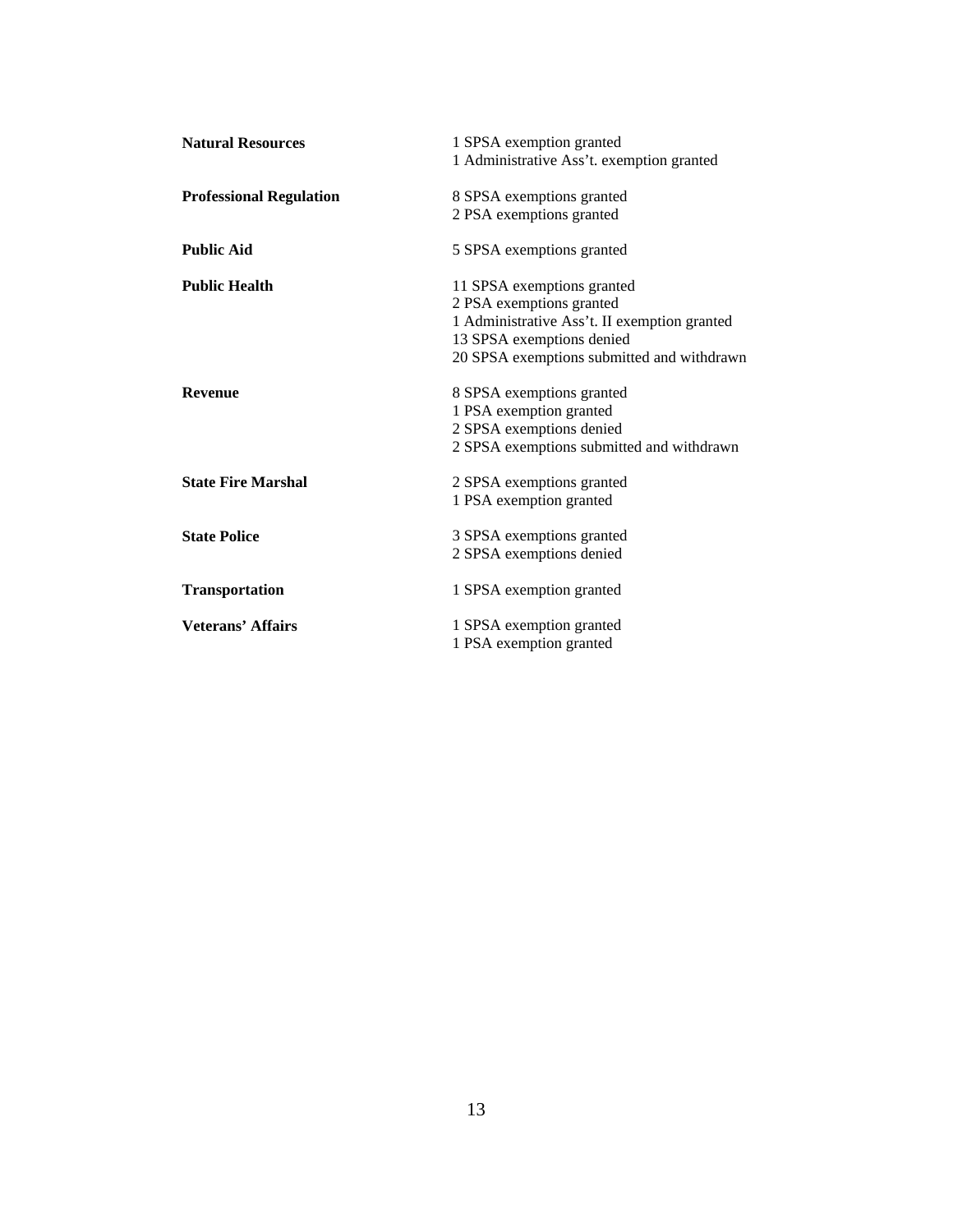**Natural Resources**
1 SPSA exemption granted
1 Administrative Ass't. exemption granted

**Professional Regulation**
8 SPSA exemptions granted
2 PSA exemptions granted

**Public Aid**
5 SPSA exemptions granted

**Public Health**
11 SPSA exemptions granted
2 PSA exemptions granted
1 Administrative Ass't. II exemption granted
13 SPSA exemptions denied
20 SPSA exemptions submitted and withdrawn

**Revenue**
8 SPSA exemptions granted
1 PSA exemption granted
2 SPSA exemptions denied
2 SPSA exemptions submitted and withdrawn

**State Fire Marshal**
2 SPSA exemptions granted
1 PSA exemption granted

**State Police**
3 SPSA exemptions granted
2 SPSA exemptions denied

**Transportation**
1 SPSA exemption granted

**Veterans' Affairs**
1 SPSA exemption granted
1 PSA exemption granted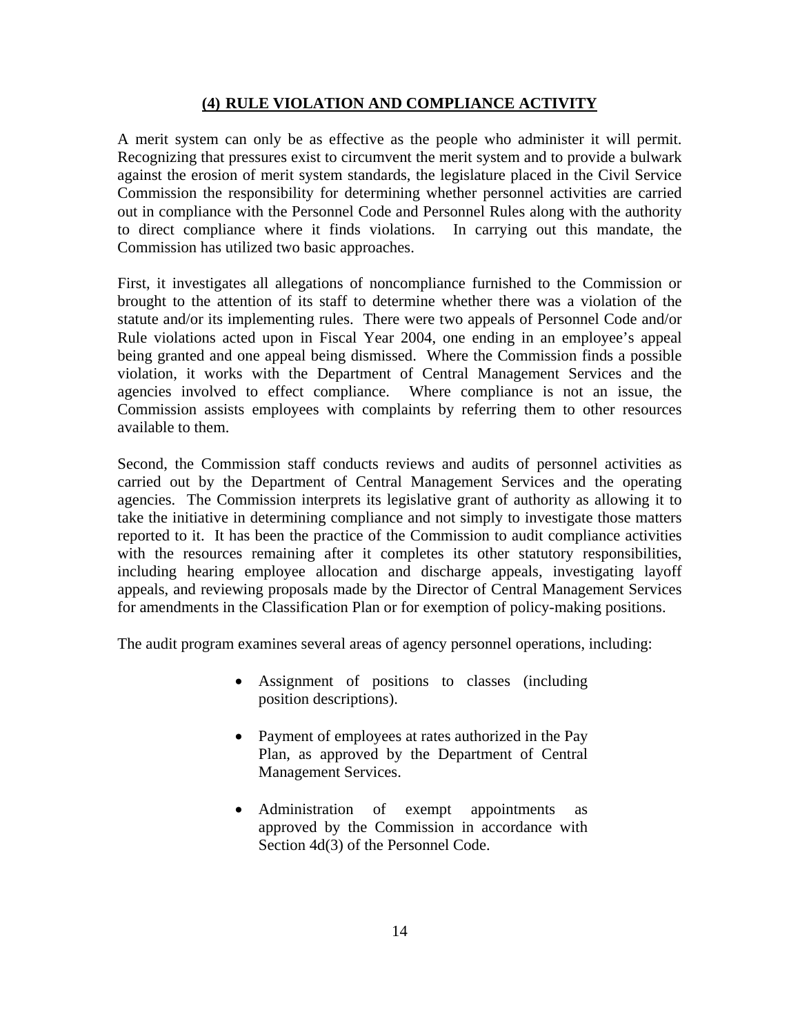## (4) RULE VIOLATION AND COMPLIANCE ACTIVITY

A merit system can only be as effective as the people who administer it will permit. Recognizing that pressures exist to circumvent the merit system and to provide a bulwark against the erosion of merit system standards, the legislature placed in the Civil Service Commission the responsibility for determining whether personnel activities are carried out in compliance with the Personnel Code and Personnel Rules along with the authority to direct compliance where it finds violations. In carrying out this mandate, the Commission has utilized two basic approaches.

First, it investigates all allegations of noncompliance furnished to the Commission or brought to the attention of its staff to determine whether there was a violation of the statute and/or its implementing rules. There were two appeals of Personnel Code and/or Rule violations acted upon in Fiscal Year 2004, one ending in an employee's appeal being granted and one appeal being dismissed. Where the Commission finds a possible violation, it works with the Department of Central Management Services and the agencies involved to effect compliance. Where compliance is not an issue, the Commission assists employees with complaints by referring them to other resources available to them.

Second, the Commission staff conducts reviews and audits of personnel activities as carried out by the Department of Central Management Services and the operating agencies. The Commission interprets its legislative grant of authority as allowing it to take the initiative in determining compliance and not simply to investigate those matters reported to it. It has been the practice of the Commission to audit compliance activities with the resources remaining after it completes its other statutory responsibilities, including hearing employee allocation and discharge appeals, investigating layoff appeals, and reviewing proposals made by the Director of Central Management Services for amendments in the Classification Plan or for exemption of policy-making positions.

The audit program examines several areas of agency personnel operations, including:

- Assignment of positions to classes (including position descriptions).
- Payment of employees at rates authorized in the Pay Plan, as approved by the Department of Central Management Services.
- Administration of exempt appointments as approved by the Commission in accordance with Section 4d(3) of the Personnel Code.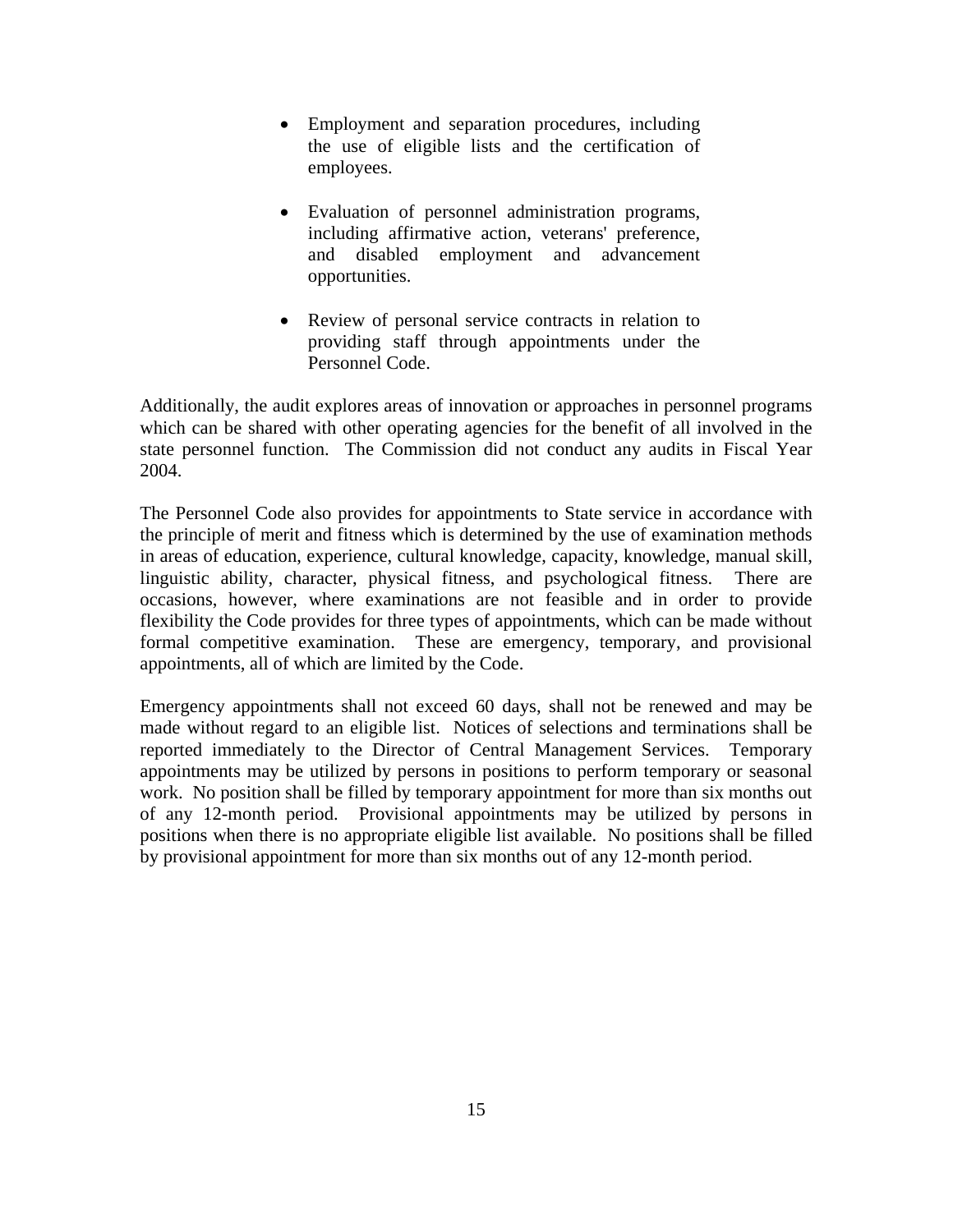- Employment and separation procedures, including the use of eligible lists and the certification of employees.

- Evaluation of personnel administration programs, including affirmative action, veterans' preference, and disabled employment and advancement opportunities.

- Review of personal service contracts in relation to providing staff through appointments under the Personnel Code.

Additionally, the audit explores areas of innovation or approaches in personnel programs which can be shared with other operating agencies for the benefit of all involved in the state personnel function. The Commission did not conduct any audits in Fiscal Year 2004.

The Personnel Code also provides for appointments to State service in accordance with the principle of merit and fitness which is determined by the use of examination methods in areas of education, experience, cultural knowledge, capacity, knowledge, manual skill, linguistic ability, character, physical fitness, and psychological fitness. There are occasions, however, where examinations are not feasible and in order to provide flexibility the Code provides for three types of appointments, which can be made without formal competitive examination. These are emergency, temporary, and provisional appointments, all of which are limited by the Code.

Emergency appointments shall not exceed 60 days, shall not be renewed and may be made without regard to an eligible list. Notices of selections and terminations shall be reported immediately to the Director of Central Management Services. Temporary appointments may be utilized by persons in positions to perform temporary or seasonal work. No position shall be filled by temporary appointment for more than six months out of any 12-month period. Provisional appointments may be utilized by persons in positions when there is no appropriate eligible list available. No positions shall be filled by provisional appointment for more than six months out of any 12-month period.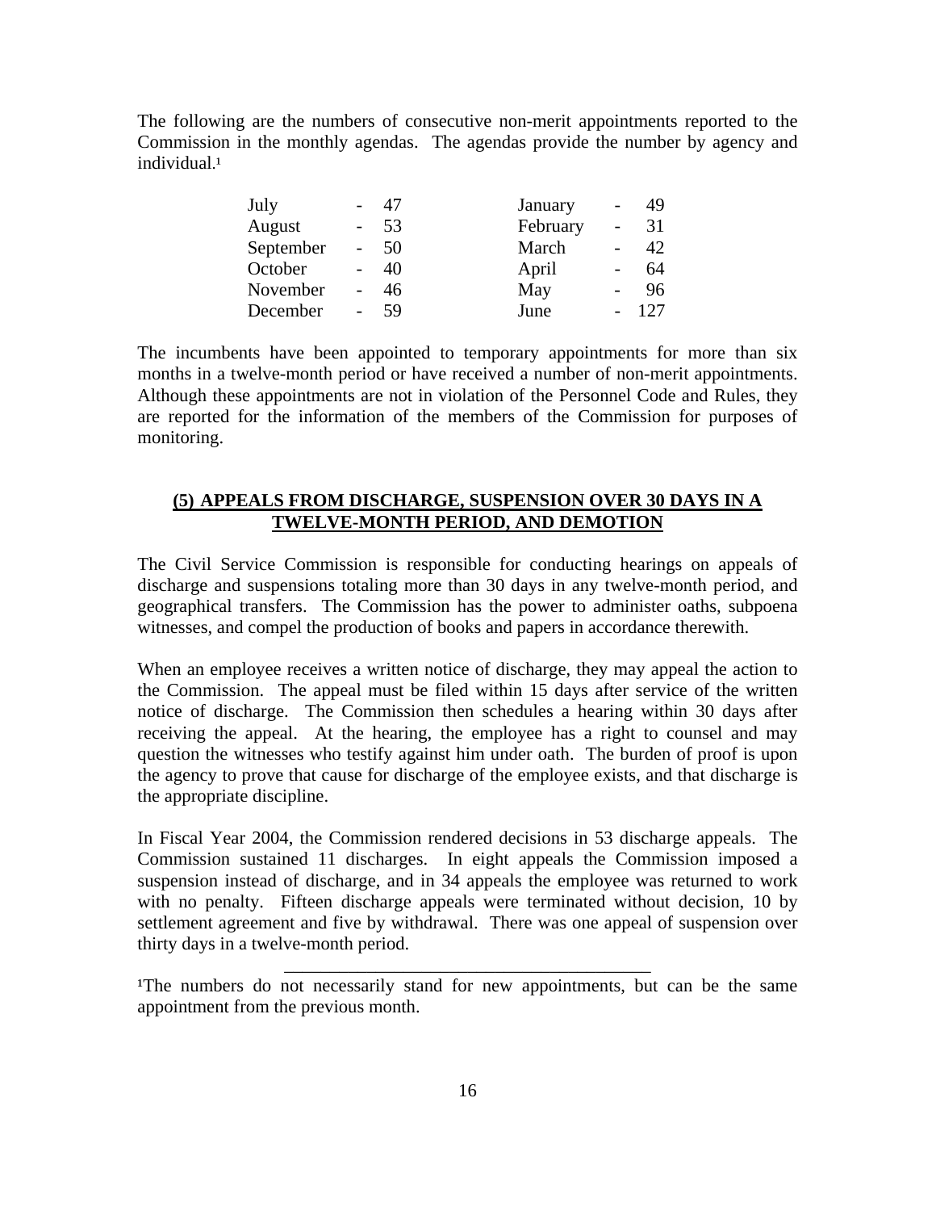The following are the numbers of consecutive non-merit appointments reported to the Commission in the monthly agendas. The agendas provide the number by agency and individual.[1]

| Month | Number | Month | Number |
|---|---|---|---|
| July | 47 | January | 49 |
| August | 53 | February | 31 |
| September | 50 | March | 42 |
| October | 40 | April | 64 |
| November | 46 | May | 96 |
| December | 59 | June | 127 |

The incumbents have been appointed to temporary appointments for more than six months in a twelve-month period or have received a number of non-merit appointments. Although these appointments are not in violation of the Personnel Code and Rules, they are reported for the information of the members of the Commission for purposes of monitoring.

## (5) APPEALS FROM DISCHARGE, SUSPENSION OVER 30 DAYS IN A TWELVE-MONTH PERIOD, AND DEMOTION

The Civil Service Commission is responsible for conducting hearings on appeals of discharge and suspensions totaling more than 30 days in any twelve-month period, and geographical transfers. The Commission has the power to administer oaths, subpoena witnesses, and compel the production of books and papers in accordance therewith.

When an employee receives a written notice of discharge, they may appeal the action to the Commission. The appeal must be filed within 15 days after service of the written notice of discharge. The Commission then schedules a hearing within 30 days after receiving the appeal. At the hearing, the employee has a right to counsel and may question the witnesses who testify against him under oath. The burden of proof is upon the agency to prove that cause for discharge of the employee exists, and that discharge is the appropriate discipline.

In Fiscal Year 2004, the Commission rendered decisions in 53 discharge appeals. The Commission sustained 11 discharges. In eight appeals the Commission imposed a suspension instead of discharge, and in 34 appeals the employee was returned to work with no penalty. Fifteen discharge appeals were terminated without decision, 10 by settlement agreement and five by withdrawal. There was one appeal of suspension over thirty days in a twelve-month period.

---

[1]The numbers do not necessarily stand for new appointments, but can be the same appointment from the previous month.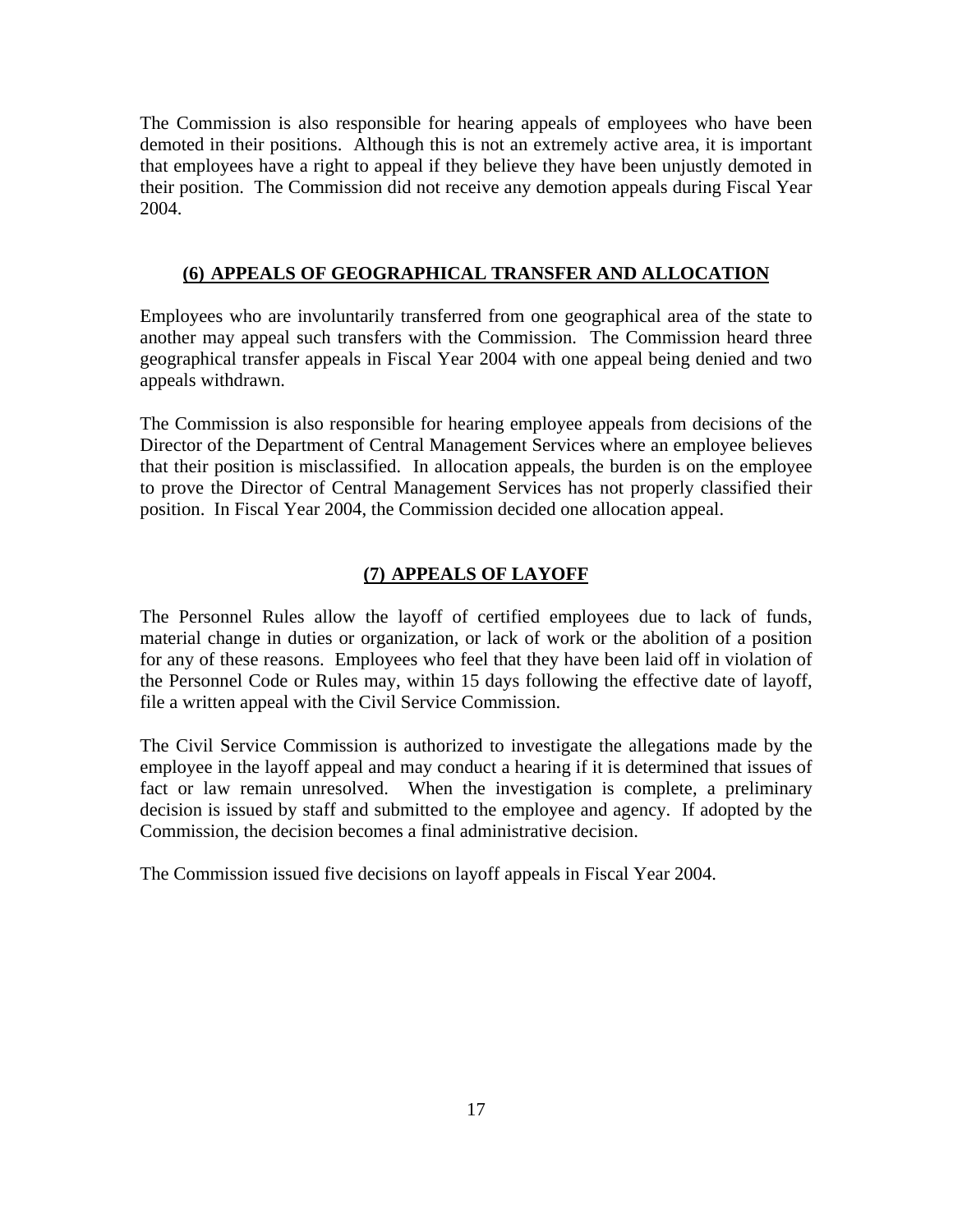The Commission is also responsible for hearing appeals of employees who have been demoted in their positions. Although this is not an extremely active area, it is important that employees have a right to appeal if they believe they have been unjustly demoted in their position. The Commission did not receive any demotion appeals during Fiscal Year 2004.

## (6) APPEALS OF GEOGRAPHICAL TRANSFER AND ALLOCATION

Employees who are involuntarily transferred from one geographical area of the state to another may appeal such transfers with the Commission. The Commission heard three geographical transfer appeals in Fiscal Year 2004 with one appeal being denied and two appeals withdrawn.

The Commission is also responsible for hearing employee appeals from decisions of the Director of the Department of Central Management Services where an employee believes that their position is misclassified. In allocation appeals, the burden is on the employee to prove the Director of Central Management Services has not properly classified their position. In Fiscal Year 2004, the Commission decided one allocation appeal.

## (7) APPEALS OF LAYOFF

The Personnel Rules allow the layoff of certified employees due to lack of funds, material change in duties or organization, or lack of work or the abolition of a position for any of these reasons. Employees who feel that they have been laid off in violation of the Personnel Code or Rules may, within 15 days following the effective date of layoff, file a written appeal with the Civil Service Commission.

The Civil Service Commission is authorized to investigate the allegations made by the employee in the layoff appeal and may conduct a hearing if it is determined that issues of fact or law remain unresolved. When the investigation is complete, a preliminary decision is issued by staff and submitted to the employee and agency. If adopted by the Commission, the decision becomes a final administrative decision.

The Commission issued five decisions on layoff appeals in Fiscal Year 2004.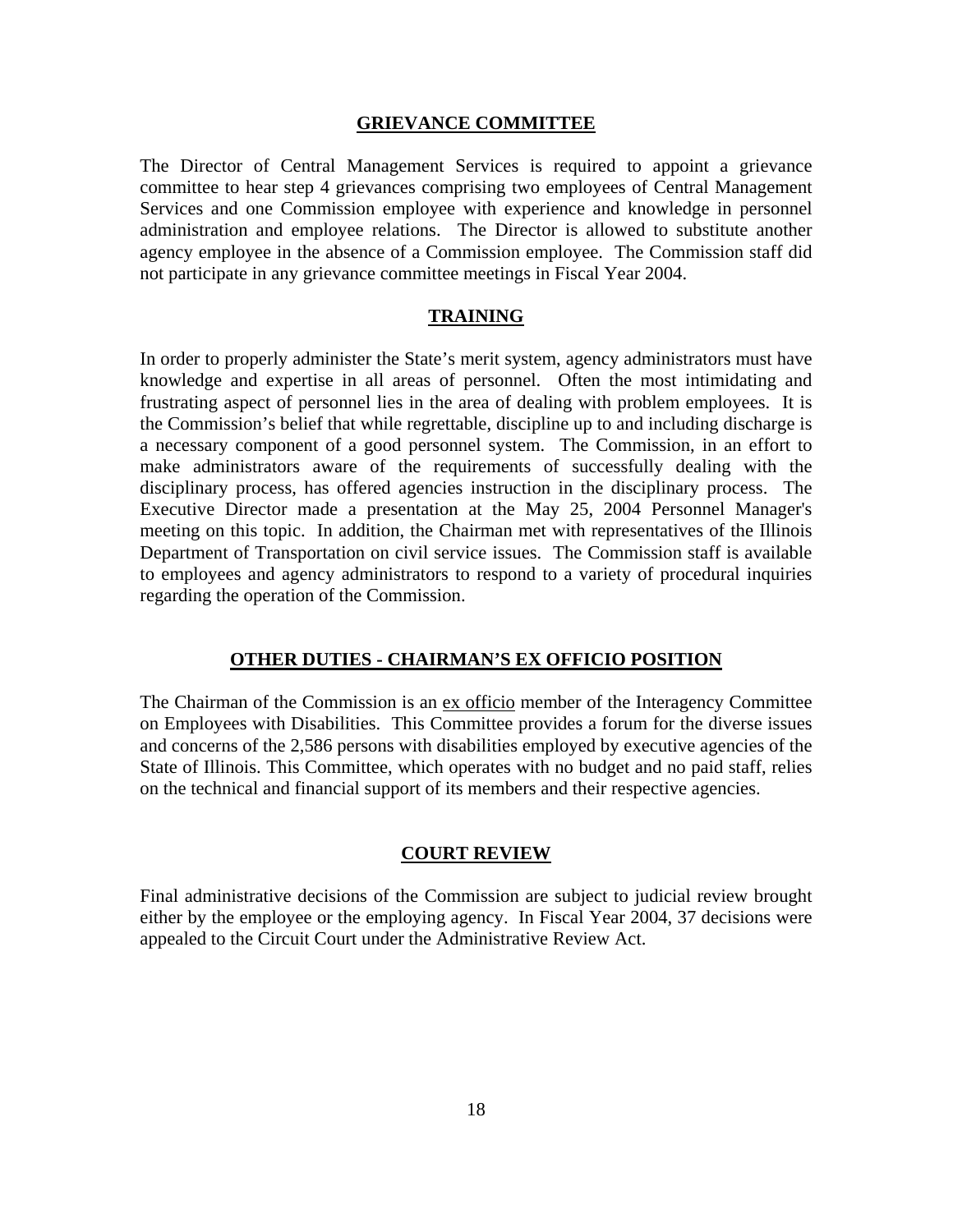## GRIEVANCE COMMITTEE

The Director of Central Management Services is required to appoint a grievance committee to hear step 4 grievances comprising two employees of Central Management Services and one Commission employee with experience and knowledge in personnel administration and employee relations. The Director is allowed to substitute another agency employee in the absence of a Commission employee. The Commission staff did not participate in any grievance committee meetings in Fiscal Year 2004.

## TRAINING

In order to properly administer the State's merit system, agency administrators must have knowledge and expertise in all areas of personnel. Often the most intimidating and frustrating aspect of personnel lies in the area of dealing with problem employees. It is the Commission's belief that while regrettable, discipline up to and including discharge is a necessary component of a good personnel system. The Commission, in an effort to make administrators aware of the requirements of successfully dealing with the disciplinary process, has offered agencies instruction in the disciplinary process. The Executive Director made a presentation at the May 25, 2004 Personnel Manager's meeting on this topic. In addition, the Chairman met with representatives of the Illinois Department of Transportation on civil service issues. The Commission staff is available to employees and agency administrators to respond to a variety of procedural inquiries regarding the operation of the Commission.

## OTHER DUTIES - CHAIRMAN'S EX OFFICIO POSITION

The Chairman of the Commission is an ex officio member of the Interagency Committee on Employees with Disabilities. This Committee provides a forum for the diverse issues and concerns of the 2,586 persons with disabilities employed by executive agencies of the State of Illinois. This Committee, which operates with no budget and no paid staff, relies on the technical and financial support of its members and their respective agencies.

## COURT REVIEW

Final administrative decisions of the Commission are subject to judicial review brought either by the employee or the employing agency. In Fiscal Year 2004, 37 decisions were appealed to the Circuit Court under the Administrative Review Act.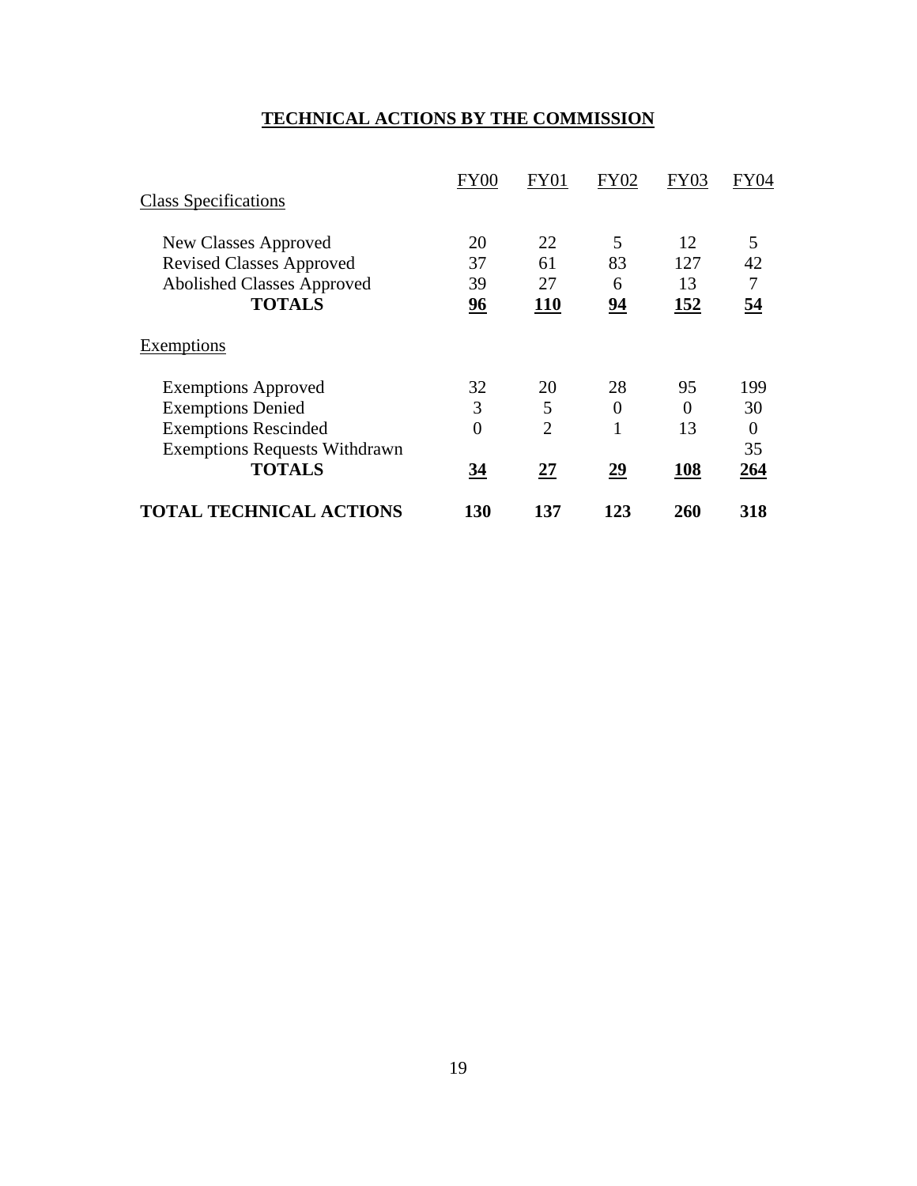## TECHNICAL ACTIONS BY THE COMMISSION

| | FY00 | FY01 | FY02 | FY03 | FY04 |
|---|---|---|---|---|---|
| Class Specifications | | | | | |
| New Classes Approved | 20 | 22 | 5 | 12 | 5 |
| Revised Classes Approved | 37 | 61 | 83 | 127 | 42 |
| Abolished Classes Approved | 39 | 27 | 6 | 13 | 7 |
| **TOTALS** | **96** | **110** | **94** | **152** | **54** |
| Exemptions | | | | | |
| Exemptions Approved | 32 | 20 | 28 | 95 | 199 |
| Exemptions Denied | 3 | 5 | 0 | 0 | 30 |
| Exemptions Rescinded | 0 | 2 | 1 | 13 | 0 |
| Exemptions Requests Withdrawn | | | | | 35 |
| **TOTALS** | **34** | **27** | **29** | **108** | **264** |
| **TOTAL TECHNICAL ACTIONS** | **130** | **137** | **123** | **260** | **318** |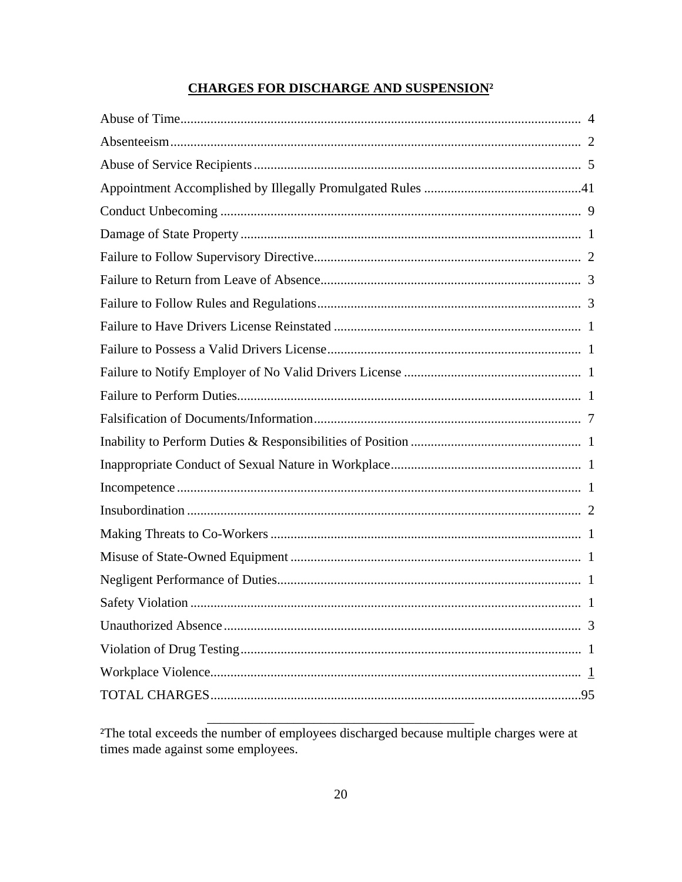## CHARGES FOR DISCHARGE AND SUSPENSION[2]

| Charge | Count |
|---|---|
| Abuse of Time | 4 |
| Absenteeism | 2 |
| Abuse of Service Recipients | 5 |
| Appointment Accomplished by Illegally Promulgated Rules | 41 |
| Conduct Unbecoming | 9 |
| Damage of State Property | 1 |
| Failure to Follow Supervisory Directive | 2 |
| Failure to Return from Leave of Absence | 3 |
| Failure to Follow Rules and Regulations | 3 |
| Failure to Have Drivers License Reinstated | 1 |
| Failure to Possess a Valid Drivers License | 1 |
| Failure to Notify Employer of No Valid Drivers License | 1 |
| Failure to Perform Duties | 1 |
| Falsification of Documents/Information | 7 |
| Inability to Perform Duties & Responsibilities of Position | 1 |
| Inappropriate Conduct of Sexual Nature in Workplace | 1 |
| Incompetence | 1 |
| Insubordination | 2 |
| Making Threats to Co-Workers | 1 |
| Misuse of State-Owned Equipment | 1 |
| Negligent Performance of Duties | 1 |
| Safety Violation | 1 |
| Unauthorized Absence | 3 |
| Violation of Drug Testing | 1 |
| Workplace Violence | 1 |
| TOTAL CHARGES | 95 |

---

[2]The total exceeds the number of employees discharged because multiple charges were at times made against some employees.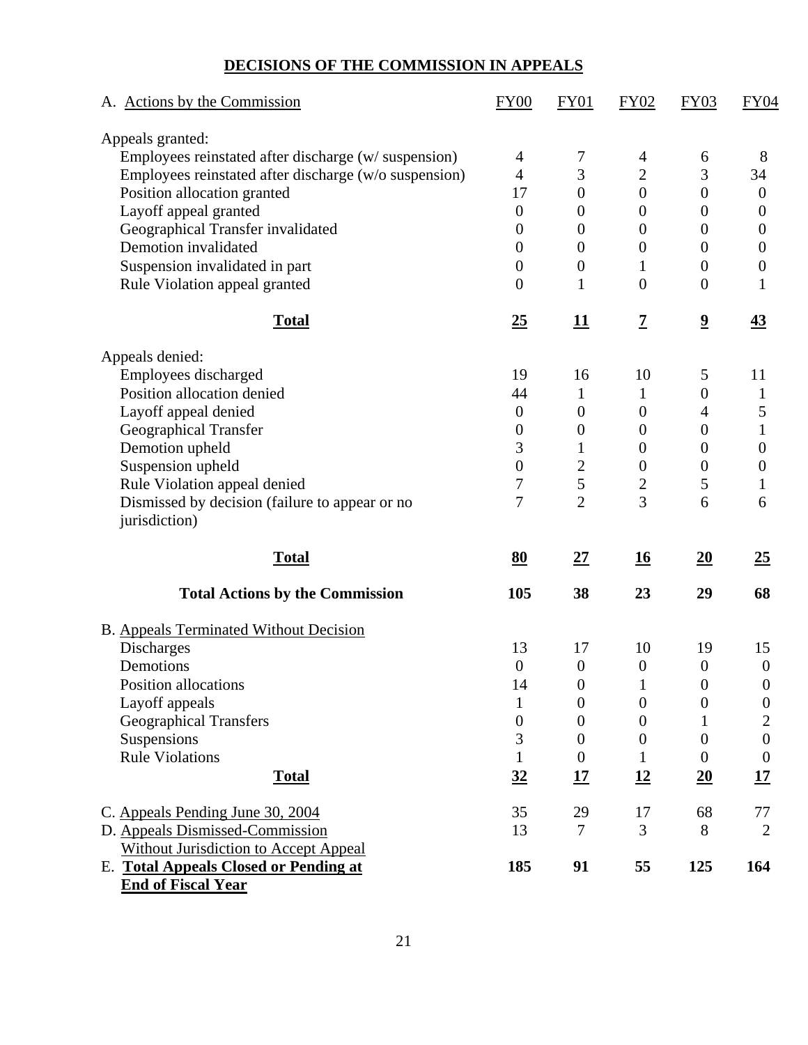## DECISIONS OF THE COMMISSION IN APPEALS

| A. Actions by the Commission | FY00 | FY01 | FY02 | FY03 | FY04 |
|---|---|---|---|---|---|
| Appeals granted: | | | | | |
| Employees reinstated after discharge (w/ suspension) | 4 | 7 | 4 | 6 | 8 |
| Employees reinstated after discharge (w/o suspension) | 4 | 3 | 2 | 3 | 34 |
| Position allocation granted | 17 | 0 | 0 | 0 | 0 |
| Layoff appeal granted | 0 | 0 | 0 | 0 | 0 |
| Geographical Transfer invalidated | 0 | 0 | 0 | 0 | 0 |
| Demotion invalidated | 0 | 0 | 0 | 0 | 0 |
| Suspension invalidated in part | 0 | 0 | 1 | 0 | 0 |
| Rule Violation appeal granted | 0 | 1 | 0 | 0 | 1 |
| **Total** | **25** | **11** | **7** | **9** | **43** |
| Appeals denied: | | | | | |
| Employees discharged | 19 | 16 | 10 | 5 | 11 |
| Position allocation denied | 44 | 1 | 1 | 0 | 1 |
| Layoff appeal denied | 0 | 0 | 0 | 4 | 5 |
| Geographical Transfer | 0 | 0 | 0 | 0 | 1 |
| Demotion upheld | 3 | 1 | 0 | 0 | 0 |
| Suspension upheld | 0 | 2 | 0 | 0 | 0 |
| Rule Violation appeal denied | 7 | 5 | 2 | 5 | 1 |
| Dismissed by decision (failure to appear or no jurisdiction) | 7 | 2 | 3 | 6 | 6 |
| **Total** | **80** | **27** | **16** | **20** | **25** |
| **Total Actions by the Commission** | **105** | **38** | **23** | **29** | **68** |
| B. Appeals Terminated Without Decision | | | | | |
| Discharges | 13 | 17 | 10 | 19 | 15 |
| Demotions | 0 | 0 | 0 | 0 | 0 |
| Position allocations | 14 | 0 | 1 | 0 | 0 |
| Layoff appeals | 1 | 0 | 0 | 0 | 0 |
| Geographical Transfers | 0 | 0 | 0 | 1 | 2 |
| Suspensions | 3 | 0 | 0 | 0 | 0 |
| Rule Violations | 1 | 0 | 1 | 0 | 0 |
| **Total** | **32** | **17** | **12** | **20** | **17** |
| C. Appeals Pending June 30, 2004 | 35 | 29 | 17 | 68 | 77 |
| D. Appeals Dismissed-Commission Without Jurisdiction to Accept Appeal | 13 | 7 | 3 | 8 | 2 |
| E. **Total Appeals Closed or Pending at End of Fiscal Year** | **185** | **91** | **55** | **125** | **164** |